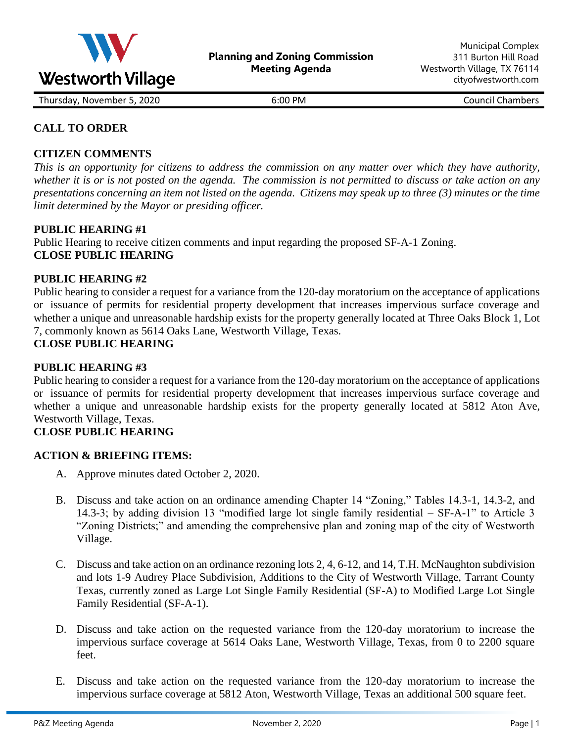Westworth Village

**Planning and Zoning Commission**
**Meeting Agenda**

Municipal Complex
311 Burton Hill Road
Westworth Village, TX 76114
cityofwestworth.com

Thursday, November 5, 2020 | 6:00 PM | Council Chambers

## CALL TO ORDER

## CITIZEN COMMENTS

*This is an opportunity for citizens to address the commission on any matter over which they have authority, whether it is or is not posted on the agenda. The commission is not permitted to discuss or take action on any presentations concerning an item not listed on the agenda. Citizens may speak up to three (3) minutes or the time limit determined by the Mayor or presiding officer.*

## PUBLIC HEARING #1

Public Hearing to receive citizen comments and input regarding the proposed SF-A-1 Zoning.

**CLOSE PUBLIC HEARING**

## PUBLIC HEARING #2

Public hearing to consider a request for a variance from the 120-day moratorium on the acceptance of applications or issuance of permits for residential property development that increases impervious surface coverage and whether a unique and unreasonable hardship exists for the property generally located at Three Oaks Block 1, Lot 7, commonly known as 5614 Oaks Lane, Westworth Village, Texas.

**CLOSE PUBLIC HEARING**

## PUBLIC HEARING #3

Public hearing to consider a request for a variance from the 120-day moratorium on the acceptance of applications or issuance of permits for residential property development that increases impervious surface coverage and whether a unique and unreasonable hardship exists for the property generally located at 5812 Aton Ave, Westworth Village, Texas.

**CLOSE PUBLIC HEARING**

## ACTION & BRIEFING ITEMS:

A. Approve minutes dated October 2, 2020.

B. Discuss and take action on an ordinance amending Chapter 14 "Zoning," Tables 14.3-1, 14.3-2, and 14.3-3; by adding division 13 "modified large lot single family residential – SF-A-1" to Article 3 "Zoning Districts;" and amending the comprehensive plan and zoning map of the city of Westworth Village.

C. Discuss and take action on an ordinance rezoning lots 2, 4, 6-12, and 14, T.H. McNaughton subdivision and lots 1-9 Audrey Place Subdivision, Additions to the City of Westworth Village, Tarrant County Texas, currently zoned as Large Lot Single Family Residential (SF-A) to Modified Large Lot Single Family Residential (SF-A-1).

D. Discuss and take action on the requested variance from the 120-day moratorium to increase the impervious surface coverage at 5614 Oaks Lane, Westworth Village, Texas, from 0 to 2200 square feet.

E. Discuss and take action on the requested variance from the 120-day moratorium to increase the impervious surface coverage at 5812 Aton, Westworth Village, Texas an additional 500 square feet.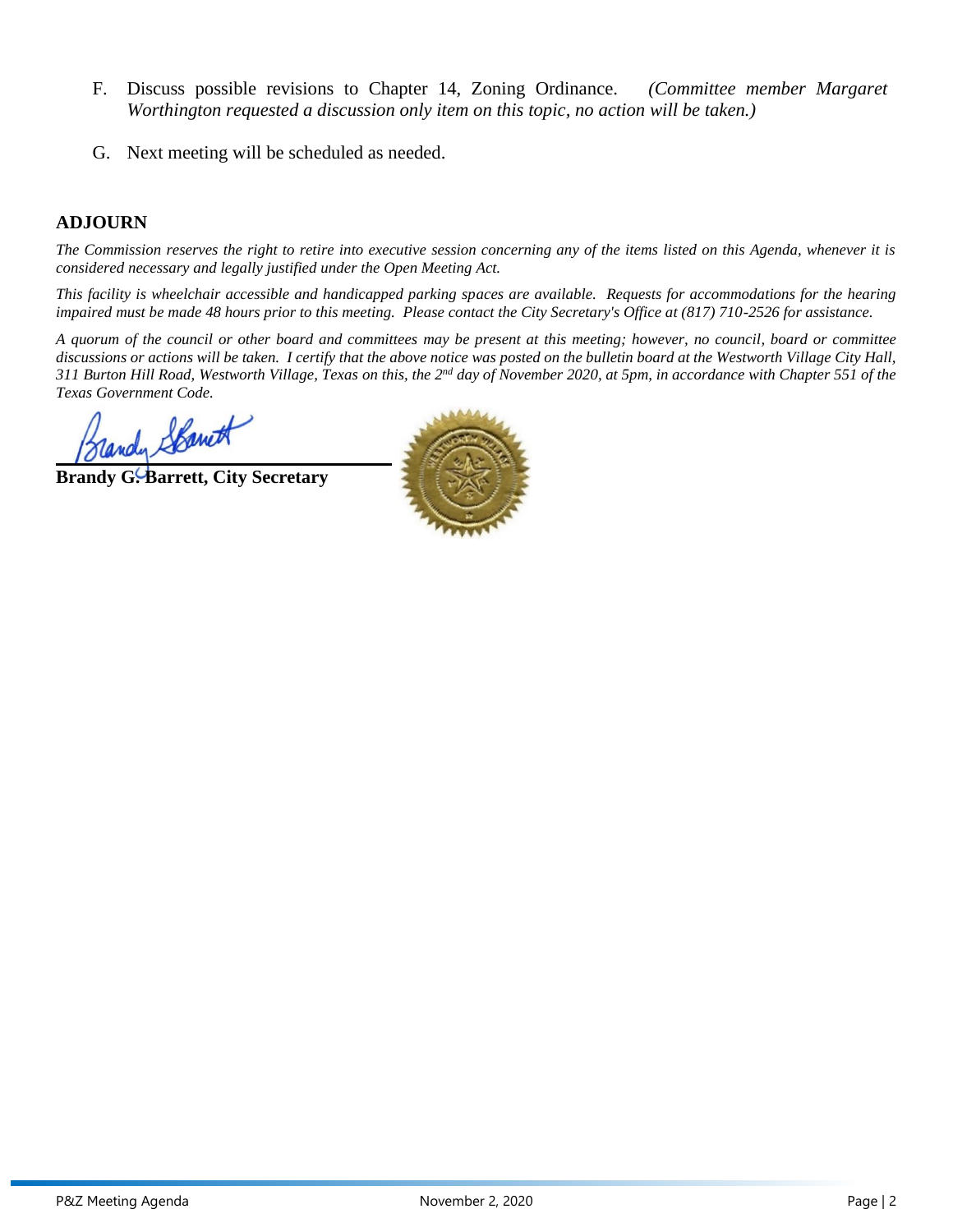F. Discuss possible revisions to Chapter 14, Zoning Ordinance. *(Committee member Margaret Worthington requested a discussion only item on this topic, no action will be taken.)*

G. Next meeting will be scheduled as needed.

## ADJOURN

*The Commission reserves the right to retire into executive session concerning any of the items listed on this Agenda, whenever it is considered necessary and legally justified under the Open Meeting Act.*

*This facility is wheelchair accessible and handicapped parking spaces are available. Requests for accommodations for the hearing impaired must be made 48 hours prior to this meeting. Please contact the City Secretary's Office at (817) 710-2526 for assistance.*

*A quorum of the council or other board and committees may be present at this meeting; however, no council, board or committee discussions or actions will be taken. I certify that the above notice was posted on the bulletin board at the Westworth Village City Hall, 311 Burton Hill Road, Westworth Village, Texas on this, the 2nd day of November 2020, at 5pm, in accordance with Chapter 551 of the Texas Government Code.*

**Brandy G. Barrett, City Secretary**